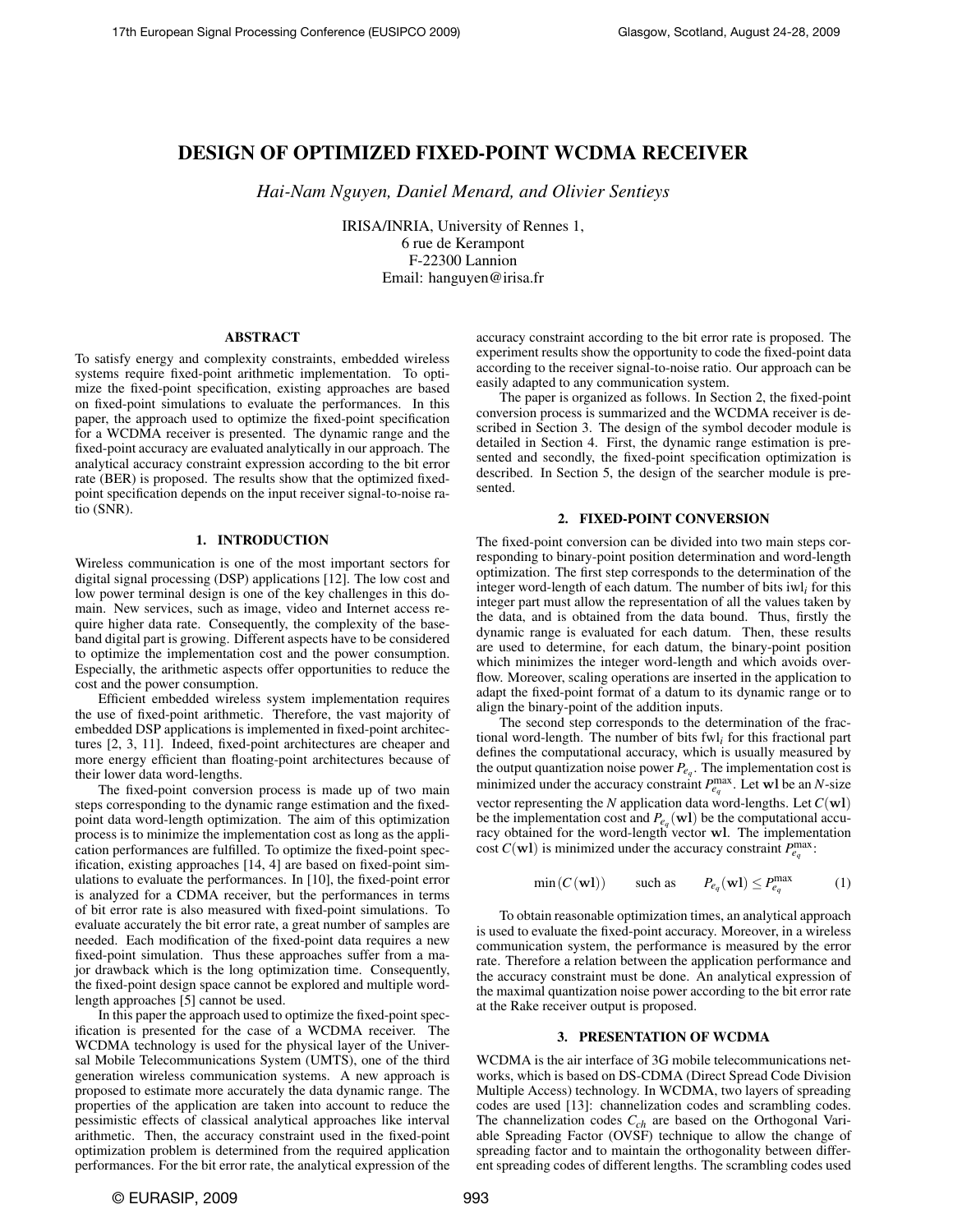# DESIGN OF OPTIMIZED FIXED-POINT WCDMA RECEIVER

*Hai-Nam Nguyen, Daniel Menard, and Olivier Sentieys*

IRISA/INRIA, University of Rennes 1,
6 rue de Kerampont
F-22300 Lannion
Email: hanguyen@irisa.fr

## ABSTRACT

To satisfy energy and complexity constraints, embedded wireless systems require fixed-point arithmetic implementation. To optimize the fixed-point specification, existing approaches are based on fixed-point simulations to evaluate the performances. In this paper, the approach used to optimize the fixed-point specification for a WCDMA receiver is presented. The dynamic range and the fixed-point accuracy are evaluated analytically in our approach. The analytical accuracy constraint expression according to the bit error rate (BER) is proposed. The results show that the optimized fixed-point specification depends on the input receiver signal-to-noise ratio (SNR).

## 1. INTRODUCTION

Wireless communication is one of the most important sectors for digital signal processing (DSP) applications [12]. The low cost and low power terminal design is one of the key challenges in this domain. New services, such as image, video and Internet access require higher data rate. Consequently, the complexity of the baseband digital part is growing. Different aspects have to be considered to optimize the implementation cost and the power consumption. Especially, the arithmetic aspects offer opportunities to reduce the cost and the power consumption.

Efficient embedded wireless system implementation requires the use of fixed-point arithmetic. Therefore, the vast majority of embedded DSP applications is implemented in fixed-point architectures [2, 3, 11]. Indeed, fixed-point architectures are cheaper and more energy efficient than floating-point architectures because of their lower data word-lengths.

The fixed-point conversion process is made up of two main steps corresponding to the dynamic range estimation and the fixed-point data word-length optimization. The aim of this optimization process is to minimize the implementation cost as long as the application performances are fulfilled. To optimize the fixed-point specification, existing approaches [14, 4] are based on fixed-point simulations to evaluate the performances. In [10], the fixed-point error is analyzed for a CDMA receiver, but the performances in terms of bit error rate is also measured with fixed-point simulations. To evaluate accurately the bit error rate, a great number of samples are needed. Each modification of the fixed-point data requires a new fixed-point simulation. Thus these approaches suffer from a major drawback which is the long optimization time. Consequently, the fixed-point design space cannot be explored and multiple word-length approaches [5] cannot be used.

In this paper the approach used to optimize the fixed-point specification is presented for the case of a WCDMA receiver. The WCDMA technology is used for the physical layer of the Universal Mobile Telecommunications System (UMTS), one of the third generation wireless communication systems. A new approach is proposed to estimate more accurately the data dynamic range. The properties of the application are taken into account to reduce the pessimistic effects of classical analytical approaches like interval arithmetic. Then, the accuracy constraint used in the fixed-point optimization problem is determined from the required application performances. For the bit error rate, the analytical expression of the accuracy constraint according to the bit error rate is proposed. The experiment results show the opportunity to code the fixed-point data according to the receiver signal-to-noise ratio. Our approach can be easily adapted to any communication system.

The paper is organized as follows. In Section 2, the fixed-point conversion process is summarized and the WCDMA receiver is described in Section 3. The design of the symbol decoder module is detailed in Section 4. First, the dynamic range estimation is presented and secondly, the fixed-point specification optimization is described. In Section 5, the design of the searcher module is presented.

## 2. FIXED-POINT CONVERSION

The fixed-point conversion can be divided into two main steps corresponding to binary-point position determination and word-length optimization. The first step corresponds to the determination of the integer word-length of each datum. The number of bits $\text{iwl}_i$ for this integer part must allow the representation of all the values taken by the data, and is obtained from the data bound. Thus, firstly the dynamic range is evaluated for each datum. Then, these results are used to determine, for each datum, the binary-point position which minimizes the integer word-length and which avoids overflow. Moreover, scaling operations are inserted in the application to adapt the fixed-point format of a datum to its dynamic range or to align the binary-point of the addition inputs.

The second step corresponds to the determination of the fractional word-length. The number of bits $\text{fwl}_i$ for this fractional part defines the computational accuracy, which is usually measured by the output quantization noise power $P_{e_q}$. The implementation cost is minimized under the accuracy constraint $P_{e_q}^{\max}$. Let $\mathbf{wl}$ be an $N$-size vector representing the $N$ application data word-lengths. Let $C(\mathbf{wl})$ be the implementation cost and $P_{e_q}(\mathbf{wl})$ be the computational accuracy obtained for the word-length vector $\mathbf{wl}$. The implementation cost $C(\mathbf{wl})$ is minimized under the accuracy constraint $P_{e_q}^{\max}$:

$$\min\left(C\left(\mathbf{wl}\right)\right) \qquad \text{such as} \qquad P_{e_q}(\mathbf{wl}) \leq P_{e_q}^{\max} \tag{1}$$

To obtain reasonable optimization times, an analytical approach is used to evaluate the fixed-point accuracy. Moreover, in a wireless communication system, the performance is measured by the error rate. Therefore a relation between the application performance and the accuracy constraint must be done. An analytical expression of the maximal quantization noise power according to the bit error rate at the Rake receiver output is proposed.

## 3. PRESENTATION OF WCDMA

WCDMA is the air interface of 3G mobile telecommunications networks, which is based on DS-CDMA (Direct Spread Code Division Multiple Access) technology. In WCDMA, two layers of spreading codes are used [13]: channelization codes and scrambling codes. The channelization codes $C_{ch}$ are based on the Orthogonal Variable Spreading Factor (OVSF) technique to allow the change of spreading factor and to maintain the orthogonality between different spreading codes of different lengths. The scrambling codes used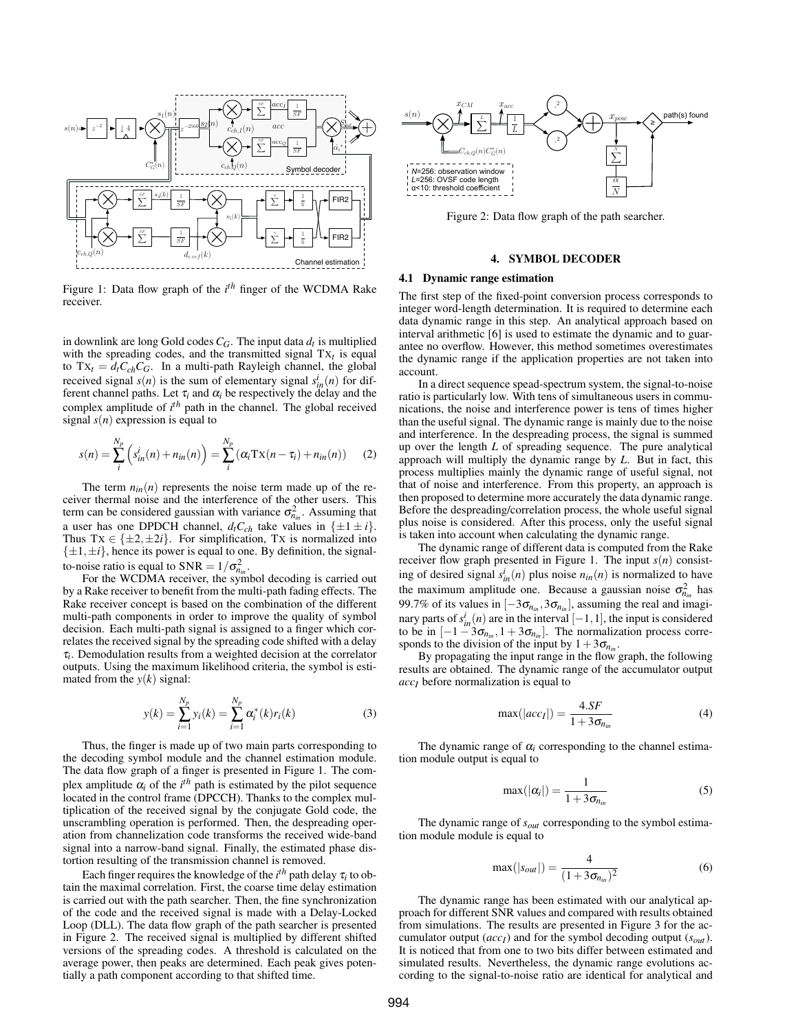Figure 1: Data flow graph of the $i^{th}$ finger of the WCDMA Rake receiver.

in downlink are long Gold codes $C_G$. The input data $d_t$ is multiplied with the spreading codes, and the transmitted signal $\mathrm{Tx}_t$ is equal to $\mathrm{Tx}_t = d_t C_{ch} C_G$. In a multi-path Rayleigh channel, the global received signal $s(n)$ is the sum of elementary signal $s_{in}^i(n)$ for different channel paths. Let $\tau_i$ and $\alpha_i$ be respectively the delay and the complex amplitude of $i^{th}$ path in the channel. The global received signal $s(n)$ expression is equal to

$$s(n) = \sum_i^{N_p} \left( s_{in}^i(n) + n_{in}(n) \right) = \sum_i^{N_p} \left( \alpha_i \mathrm{Tx}(n - \tau_i) + n_{in}(n) \right) \quad (2)$$

The term $n_{in}(n)$ represents the noise term made up of the receiver thermal noise and the interference of the other users. This term can be considered gaussian with variance $\sigma_{n_{in}}^2$. Assuming that a user has one DPDCH channel, $d_t C_{ch}$ take values in $\{\pm 1 \pm i\}$. Thus $\mathrm{Tx} \in \{\pm 2, \pm 2i\}$. For simplification, Tx is normalized into $\{\pm 1, \pm i\}$, hence its power is equal to one. By definition, the signal-to-noise ratio is equal to $\mathrm{SNR} = 1/\sigma_{n_{in}}^2$.

For the WCDMA receiver, the symbol decoding is carried out by a Rake receiver to benefit from the multi-path fading effects. The Rake receiver concept is based on the combination of the different multi-path components in order to improve the quality of symbol decision. Each multi-path signal is assigned to a finger which correlates the received signal by the spreading code shifted with a delay $\tau_i$. Demodulation results from a weighted decision at the correlator outputs. Using the maximum likelihood criteria, the symbol is estimated from the $y(k)$ signal:

$$y(k) = \sum_{i=1}^{N_p} y_i(k) = \sum_{i=1}^{N_p} \alpha_i^*(k) r_i(k) \quad (3)$$

Thus, the finger is made up of two main parts corresponding to the decoding symbol module and the channel estimation module. The data flow graph of a finger is presented in Figure 1. The complex amplitude $\alpha_i$ of the $i^{th}$ path is estimated by the pilot sequence located in the control frame (DPCCH). Thanks to the complex multiplication of the received signal by the conjugate Gold code, the unscrambling operation is performed. Then, the despreading operation from channelization code transforms the received wide-band signal into a narrow-band signal. Finally, the estimated phase distortion resulting of the transmission channel is removed.

Each finger requires the knowledge of the $i^{th}$ path delay $\tau_i$ to obtain the maximal correlation. First, the coarse time delay estimation is carried out with the path searcher. Then, the fine synchronization of the code and the received signal is made with a Delay-Locked Loop (DLL). The data flow graph of the path searcher is presented in Figure 2. The received signal is multiplied by different shifted versions of the spreading codes. A threshold is calculated on the average power, then peaks are determined. Each peak gives potentially a path component according to that shifted time.

Figure 2: Data flow graph of the path searcher.

## 4. SYMBOL DECODER

### 4.1 Dynamic range estimation

The first step of the fixed-point conversion process corresponds to integer word-length determination. It is required to determine each data dynamic range in this step. An analytical approach based on interval arithmetic [6] is used to estimate the dynamic and to guarantee no overflow. However, this method sometimes overestimates the dynamic range if the application properties are not taken into account.

In a direct sequence spead-spectrum system, the signal-to-noise ratio is particularly low. With tens of simultaneous users in communications, the noise and interference power is tens of times higher than the useful signal. The dynamic range is mainly due to the noise and interference. In the despreading process, the signal is summed up over the length $L$ of spreading sequence. The pure analytical approach will multiply the dynamic range by $L$. But in fact, this process multiplies mainly the dynamic range of useful signal, not that of noise and interference. From this property, an approach is then proposed to determine more accurately the data dynamic range. Before the despreading/correlation process, the whole useful signal plus noise is considered. After this process, only the useful signal is taken into account when calculating the dynamic range.

The dynamic range of different data is computed from the Rake receiver flow graph presented in Figure 1. The input $s(n)$ consisting of desired signal $s_{in}^i(n)$ plus noise $n_{in}(n)$ is normalized to have the maximum amplitude one. Because a gaussian noise $\sigma_{n_{in}}^2$ has 99.7% of its values in $[-3\sigma_{n_{in}}, 3\sigma_{n_{in}}]$, assuming the real and imaginary parts of $s_{in}^i(n)$ are in the interval $[-1, 1]$, the input is considered to be in $[-1 - 3\sigma_{n_{in}}, 1 + 3\sigma_{n_{in}}]$. The normalization process corresponds to the division of the input by $1 + 3\sigma_{n_{in}}$.

By propagating the input range in the flow graph, the following results are obtained. The dynamic range of the accumulator output $acc_I$ before normalization is equal to

$$\max(|acc_I|) = \frac{4.SF}{1 + 3\sigma_{n_{in}}} \quad (4)$$

The dynamic range of $\alpha_i$ corresponding to the channel estimation module output is equal to

$$\max(|\alpha_i|) = \frac{1}{1 + 3\sigma_{n_{in}}} \quad (5)$$

The dynamic range of $s_{out}$ corresponding to the symbol estimation module module is equal to

$$\max(|s_{out}|) = \frac{4}{(1 + 3\sigma_{n_{in}})^2} \quad (6)$$

The dynamic range has been estimated with our analytical approach for different SNR values and compared with results obtained from simulations. The results are presented in Figure 3 for the accumulator output ($acc_I$) and for the symbol decoding output ($s_{out}$). It is noticed that from one to two bits differ between estimated and simulated results. Nevertheless, the dynamic range evolutions according to the signal-to-noise ratio are identical for analytical and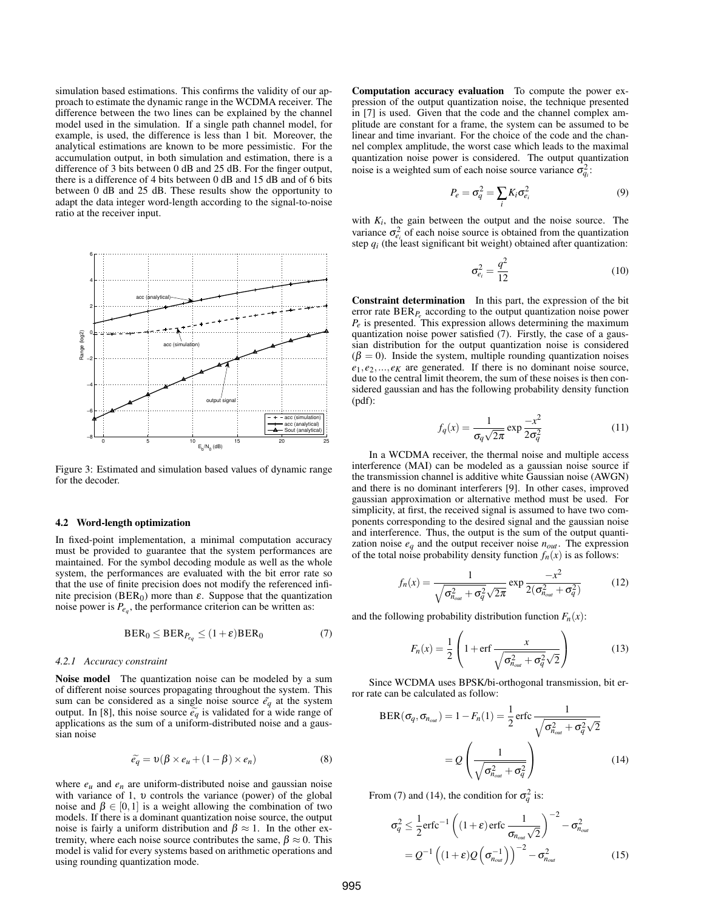simulation based estimations. This confirms the validity of our approach to estimate the dynamic range in the WCDMA receiver. The difference between the two lines can be explained by the channel model used in the simulation. If a single path channel model, for example, is used, the difference is less than 1 bit. Moreover, the analytical estimations are known to be more pessimistic. For the accumulation output, in both simulation and estimation, there is a difference of 3 bits between 0 dB and 25 dB. For the finger output, there is a difference of 4 bits between 0 dB and 15 dB and of 6 bits between 0 dB and 25 dB. These results show the opportunity to adapt the data integer word-length according to the signal-to-noise ratio at the receiver input.

Figure 3: Estimated and simulation based values of dynamic range for the decoder.

### 4.2 Word-length optimization

In fixed-point implementation, a minimal computation accuracy must be provided to guarantee that the system performances are maintained. For the symbol decoding module as well as the whole system, the performances are evaluated with the bit error rate so that the use of finite precision does not modify the referenced infinite precision ($\mathrm{BER}_0$) more than $\varepsilon$. Suppose that the quantization noise power is $P_{e_q}$, the performance criterion can be written as:

$$\mathrm{BER}_0 \leq \mathrm{BER}_{P_{e_q}} \leq (1+\varepsilon)\mathrm{BER}_0 \tag{7}$$

#### 4.2.1 Accuracy constraint

**Noise model** The quantization noise can be modeled by a sum of different noise sources propagating throughout the system. This sum can be considered as a single noise source $\tilde{e_q}$ at the system output. In [8], this noise source $\tilde{e_q}$ is validated for a wide range of applications as the sum of a uniform-distributed noise and a gaussian noise

$$\tilde{e_q} = \upsilon(\beta \times e_u + (1-\beta) \times e_n) \tag{8}$$

where $e_u$ and $e_n$ are uniform-distributed noise and gaussian noise with variance of 1, $\upsilon$ controls the variance (power) of the global noise and $\beta \in [0,1]$ is a weight allowing the combination of two models. If there is a dominant quantization noise source, the output noise is fairly a uniform distribution and $\beta \approx 1$. In the other extremity, where each noise source contributes the same, $\beta \approx 0$. This model is valid for every systems based on arithmetic operations and using rounding quantization mode.

**Computation accuracy evaluation** To compute the power expression of the output quantization noise, the technique presented in [7] is used. Given that the code and the channel complex amplitude are constant for a frame, the system can be assumed to be linear and time invariant. For the choice of the code and the channel complex amplitude, the worst case which leads to the maximal quantization noise power is considered. The output quantization noise is a weighted sum of each noise source variance $\sigma_{q_i}^2$:

$$P_e = \sigma_q^2 = \sum_i K_i \sigma_{e_i}^2 \tag{9}$$

with $K_i$, the gain between the output and the noise source. The variance $\sigma_{e_i}^2$ of each noise source is obtained from the quantization step $q_i$ (the least significant bit weight) obtained after quantization:

$$\sigma_{e_i}^2 = \frac{q^2}{12} \tag{10}$$

**Constraint determination** In this part, the expression of the bit error rate $\mathrm{BER}_{P_e}$ according to the output quantization noise power $P_e$ is presented. This expression allows determining the maximum quantization noise power satisfied (7). Firstly, the case of a gaussian distribution for the output quantization noise is considered ($\beta = 0$). Inside the system, multiple rounding quantization noises $e_1, e_2, ..., e_K$ are generated. If there is no dominant noise source, due to the central limit theorem, the sum of these noises is then considered gaussian and has the following probability density function (pdf):

$$f_q(x) = \frac{1}{\sigma_q\sqrt{2\pi}} \exp\frac{-x^2}{2\sigma_q^2} \tag{11}$$

In a WCDMA receiver, the thermal noise and multiple access interference (MAI) can be modeled as a gaussian noise source if the transmission channel is additive white Gaussian noise (AWGN) and there is no dominant interferers [9]. In other cases, improved gaussian approximation or alternative method must be used. For simplicity, at first, the received signal is assumed to have two components corresponding to the desired signal and the gaussian noise and interference. Thus, the output is the sum of the output quantization noise $e_q$ and the output receiver noise $n_{out}$. The expression of the total noise probability density function $f_n(x)$ is as follows:

$$f_n(x) = \frac{1}{\sqrt{\sigma_{n_{out}}^2 + \sigma_q^2}\sqrt{2\pi}} \exp\frac{-x^2}{2(\sigma_{n_{out}}^2 + \sigma_q^2)} \tag{12}$$

and the following probability distribution function $F_n(x)$:

$$F_n(x) = \frac{1}{2}\left(1 + \mathrm{erf}\frac{x}{\sqrt{\sigma_{n_{out}}^2 + \sigma_q^2}\sqrt{2}}\right) \tag{13}$$

Since WCDMA uses BPSK/bi-orthogonal transmission, bit error rate can be calculated as follow:

$$\begin{aligned}\mathrm{BER}(\sigma_q, \sigma_{n_{out}}) = 1 - F_n(1) &= \frac{1}{2}\mathrm{erfc}\frac{1}{\sqrt{\sigma_{n_{out}}^2 + \sigma_q^2}\sqrt{2}} \\ &= Q\left(\frac{1}{\sqrt{\sigma_{n_{out}}^2 + \sigma_q^2}}\right)\end{aligned} \tag{14}$$

From (7) and (14), the condition for $\sigma_q^2$ is:

$$\begin{aligned}\sigma_q^2 &\leq \frac{1}{2}\mathrm{erfc}^{-1}\left((1+\varepsilon)\,\mathrm{erfc}\frac{1}{\sigma_{n_{out}}\sqrt{2}}\right)^{-2} - \sigma_{n_{out}}^2 \\ &= Q^{-1}\left((1+\varepsilon)Q\left(\sigma_{n_{out}}^{-1}\right)\right)^{-2} - \sigma_{n_{out}}^2\end{aligned} \tag{15}$$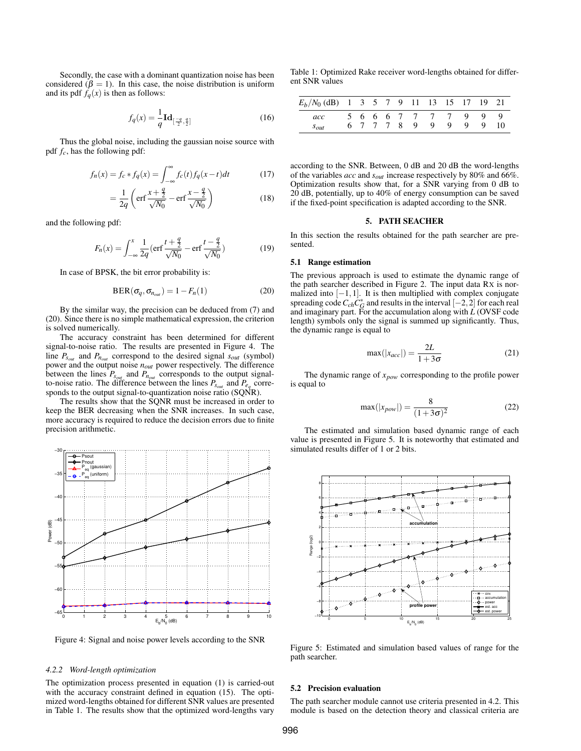Secondly, the case with a dominant quantization noise has been considered ($\beta = 1$). In this case, the noise distribution is uniform and its pdf $f_q(x)$ is then as follows:

$$f_q(x) = \frac{1}{q}\mathbf{Id}_{[\frac{-q}{2},\frac{q}{2}]} \tag{16}$$

Thus the global noise, including the gaussian noise source with pdf $f_c$, has the following pdf:

$$f_n(x) = f_c * f_q(x) = \int_{-\infty}^{\infty} f_c(t) f_q(x-t)dt \tag{17}$$

$$= \frac{1}{2q}\left(\text{erf}\frac{x+\frac{q}{2}}{\sqrt{N_0}} - \text{erf}\frac{x-\frac{q}{2}}{\sqrt{N_0}}\right) \tag{18}$$

and the following pdf:

$$F_n(x) = \int_{-\infty}^{x} \frac{1}{2q}(\text{erf}\frac{t+\frac{q}{2}}{\sqrt{N_0}} - \text{erf}\frac{t-\frac{q}{2}}{\sqrt{N_0}}) \tag{19}$$

In case of BPSK, the bit error probability is:

$$\text{BER}(\sigma_q, \sigma_{n_{out}}) = 1 - F_n(1) \tag{20}$$

By the similar way, the precision can be deduced from (7) and (20). Since there is no simple mathematical expression, the criterion is solved numerically.

The accuracy constraint has been determined for different signal-to-noise ratio. The results are presented in Figure 4. The line $P_{s_{out}}$ and $P_{n_{out}}$ correspond to the desired signal $s_{out}$ (symbol) power and the output noise $n_{out}$ power respectively. The difference between the lines $P_{s_{out}}$ and $P_{n_{out}}$ corresponds to the output signal-to-noise ratio. The difference between the lines $P_{s_{out}}$ and $P_{e_q}$ corresponds to the output signal-to-quantization noise ratio (SQNR).

The results show that the SQNR must be increased in order to keep the BER decreasing when the SNR increases. In such case, more accuracy is required to reduce the decision errors due to finite precision arithmetic.

Figure 4: Signal and noise power levels according to the SNR

#### 4.2.2 Word-length optimization

The optimization process presented in equation (1) is carried-out with the accuracy constraint defined in equation (15). The optimized word-lengths obtained for different SNR values are presented in Table 1. The results show that the optimized word-lengths vary according to the SNR. Between, 0 dB and 20 dB the word-lengths of the variables *acc* and $s_{out}$ increase respectively by 80% and 66%. Optimization results show that, for a SNR varying from 0 dB to 20 dB, potentially, up to 40% of energy consumption can be saved if the fixed-point specification is adapted according to the SNR.

Table 1: Optimized Rake receiver word-lengths obtained for different SNR values

| $E_b/N_0$ (dB) | 1 | 3 | 5 | 7 | 9 | 11 | 13 | 15 | 17 | 19 | 21 |
|---|---|---|---|---|---|---|---|---|---|---|---|
| *acc* | 5 | 6 | 6 | 6 | 7 | 7 | 7 | 7 | 9 | 9 | 9 |
| $s_{out}$ | 6 | 7 | 7 | 7 | 8 | 9 | 9 | 9 | 9 | 9 | 10 |

## 5. PATH SEACHER

In this section the results obtained for the path searcher are presented.

### 5.1 Range estimation

The previous approach is used to estimate the dynamic range of the path searcher described in Figure 2. The input data RX is normalized into $[-1,1]$. It is then multiplied with complex conjugate spreading code $C_{ch}C_G^*$ and results in the interval $[-2,2]$ for each real and imaginary part. For the accumulation along with $L$ (OVSF code length) symbols only the signal is summed up significantly. Thus, the dynamic range is equal to

$$\max(|x_{acc}|) = \frac{2L}{1+3\sigma} \tag{21}$$

The dynamic range of $x_{pow}$ corresponding to the profile power is equal to

$$\max(|x_{pow}|) = \frac{8}{(1+3\sigma)^2} \tag{22}$$

The estimated and simulation based dynamic range of each value is presented in Figure 5. It is noteworthy that estimated and simulated results differ of 1 or 2 bits.

Figure 5: Estimated and simulation based values of range for the path searcher.

### 5.2 Precision evaluation

The path searcher module cannot use criteria presented in 4.2. This module is based on the detection theory and classical criteria are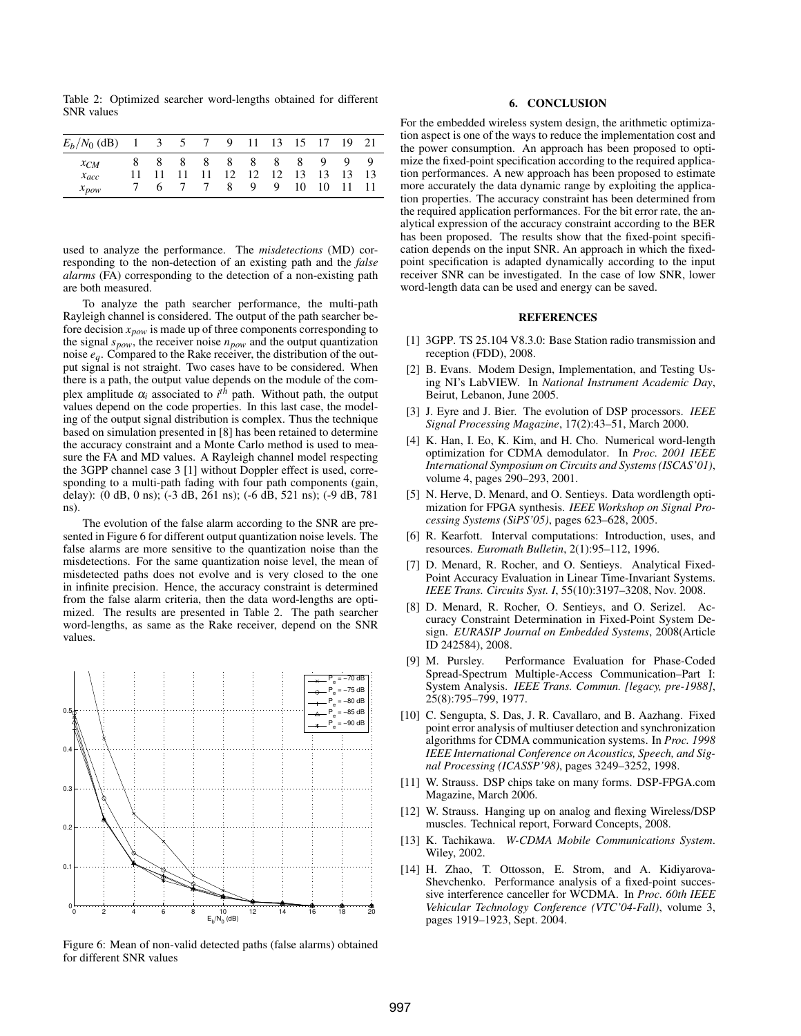Table 2: Optimized searcher word-lengths obtained for different SNR values

| $E_b/N_0$ (dB) | 1 | 3 | 5 | 7 | 9 | 11 | 13 | 15 | 17 | 19 | 21 |
|---|---|---|---|---|---|---|---|---|---|---|---|
| $x_{CM}$ | 8 | 8 | 8 | 8 | 8 | 8 | 8 | 8 | 9 | 9 | 9 |
| $x_{acc}$ | 11 | 11 | 11 | 11 | 12 | 12 | 12 | 13 | 13 | 13 | 13 |
| $x_{pow}$ | 7 | 6 | 7 | 7 | 8 | 9 | 9 | 10 | 10 | 11 | 11 |

used to analyze the performance. The *misdetections* (MD) corresponding to the non-detection of an existing path and the *false alarms* (FA) corresponding to the detection of a non-existing path are both measured.

To analyze the path searcher performance, the multi-path Rayleigh channel is considered. The output of the path searcher before decision $x_{pow}$ is made up of three components corresponding to the signal $s_{pow}$, the receiver noise $n_{pow}$ and the output quantization noise $e_q$. Compared to the Rake receiver, the distribution of the output signal is not straight. Two cases have to be considered. When there is a path, the output value depends on the module of the complex amplitude $\alpha_i$ associated to $i^{th}$ path. Without path, the output values depend on the code properties. In this last case, the modeling of the output signal distribution is complex. Thus the technique based on simulation presented in [8] has been retained to determine the accuracy constraint and a Monte Carlo method is used to measure the FA and MD values. A Rayleigh channel model respecting the 3GPP channel case 3 [1] without Doppler effect is used, corresponding to a multi-path fading with four path components (gain, delay): (0 dB, 0 ns); (-3 dB, 261 ns); (-6 dB, 521 ns); (-9 dB, 781 ns).

The evolution of the false alarm according to the SNR are presented in Figure 6 for different output quantization noise levels. The false alarms are more sensitive to the quantization noise than the misdetections. For the same quantization noise level, the mean of misdetected paths does not evolve and is very closed to the one in infinite precision. Hence, the accuracy constraint is determined from the false alarm criteria, then the data word-lengths are optimized. The results are presented in Table 2. The path searcher word-lengths, as same as the Rake receiver, depend on the SNR values.

$P_e = -70$ dB
$P_e = -75$ dB
$P_e = -80$ dB
$P_e = -85$ dB
$P_e = -90$ dB
0.5
0.4
0.3
0.2
0.1
0
0 2 4 6 8 10 12 14 16 18 20
$E_b/N_0$ (dB)

Figure 6: Mean of non-valid detected paths (false alarms) obtained for different SNR values

## 6. CONCLUSION

For the embedded wireless system design, the arithmetic optimization aspect is one of the ways to reduce the implementation cost and the power consumption. An approach has been proposed to optimize the fixed-point specification according to the required application performances. A new approach has been proposed to estimate more accurately the data dynamic range by exploiting the application properties. The accuracy constraint has been determined from the required application performances. For the bit error rate, the analytical expression of the accuracy constraint according to the BER has been proposed. The results show that the fixed-point specification depends on the input SNR. An approach in which the fixed-point specification is adapted dynamically according to the input receiver SNR can be investigated. In the case of low SNR, lower word-length data can be used and energy can be saved.

## REFERENCES

[1] 3GPP. TS 25.104 V8.3.0: Base Station radio transmission and reception (FDD), 2008.

[2] B. Evans. Modem Design, Implementation, and Testing Using NI's LabVIEW. In *National Instrument Academic Day*, Beirut, Lebanon, June 2005.

[3] J. Eyre and J. Bier. The evolution of DSP processors. *IEEE Signal Processing Magazine*, 17(2):43–51, March 2000.

[4] K. Han, I. Eo, K. Kim, and H. Cho. Numerical word-length optimization for CDMA demodulator. In *Proc. 2001 IEEE International Symposium on Circuits and Systems (ISCAS'01)*, volume 4, pages 290–293, 2001.

[5] N. Herve, D. Menard, and O. Sentieys. Data wordlength optimization for FPGA synthesis. *IEEE Workshop on Signal Processing Systems (SiPS'05)*, pages 623–628, 2005.

[6] R. Kearfott. Interval computations: Introduction, uses, and resources. *Euromath Bulletin*, 2(1):95–112, 1996.

[7] D. Menard, R. Rocher, and O. Sentieys. Analytical Fixed-Point Accuracy Evaluation in Linear Time-Invariant Systems. *IEEE Trans. Circuits Syst. I*, 55(10):3197–3208, Nov. 2008.

[8] D. Menard, R. Rocher, O. Sentieys, and O. Serizel. Accuracy Constraint Determination in Fixed-Point System Design. *EURASIP Journal on Embedded Systems*, 2008(Article ID 242584), 2008.

[9] M. Pursley. Performance Evaluation for Phase-Coded Spread-Spectrum Multiple-Access Communication–Part I: System Analysis. *IEEE Trans. Commun. [legacy, pre-1988]*, 25(8):795–799, 1977.

[10] C. Sengupta, S. Das, J. R. Cavallaro, and B. Aazhang. Fixed point error analysis of multiuser detection and synchronization algorithms for CDMA communication systems. In *Proc. 1998 IEEE International Conference on Acoustics, Speech, and Signal Processing (ICASSP'98)*, pages 3249–3252, 1998.

[11] W. Strauss. DSP chips take on many forms. DSP-FPGA.com Magazine, March 2006.

[12] W. Strauss. Hanging up on analog and flexing Wireless/DSP muscles. Technical report, Forward Concepts, 2008.

[13] K. Tachikawa. *W-CDMA Mobile Communications System*. Wiley, 2002.

[14] H. Zhao, T. Ottosson, E. Strom, and A. Kidiyarova-Shevchenko. Performance analysis of a fixed-point successive interference canceller for WCDMA. In *Proc. 60th IEEE Vehicular Technology Conference (VTC'04-Fall)*, volume 3, pages 1919–1923, Sept. 2004.